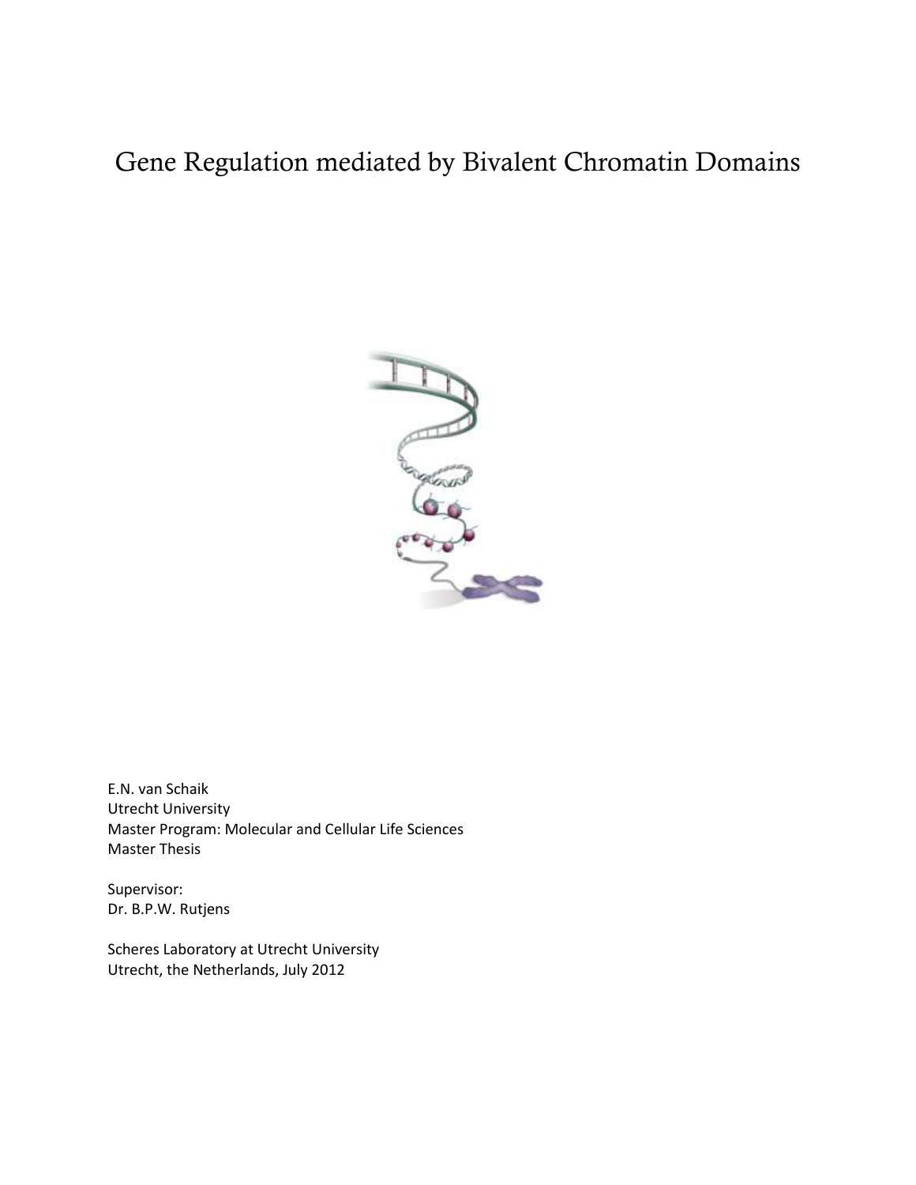# Gene Regulation mediated by Bivalent Chromatin Domains

E.N. van Schaik
Utrecht University
Master Program: Molecular and Cellular Life Sciences
Master Thesis

Supervisor:
Dr. B.P.W. Rutjens

Scheres Laboratory at Utrecht University
Utrecht, the Netherlands, July 2012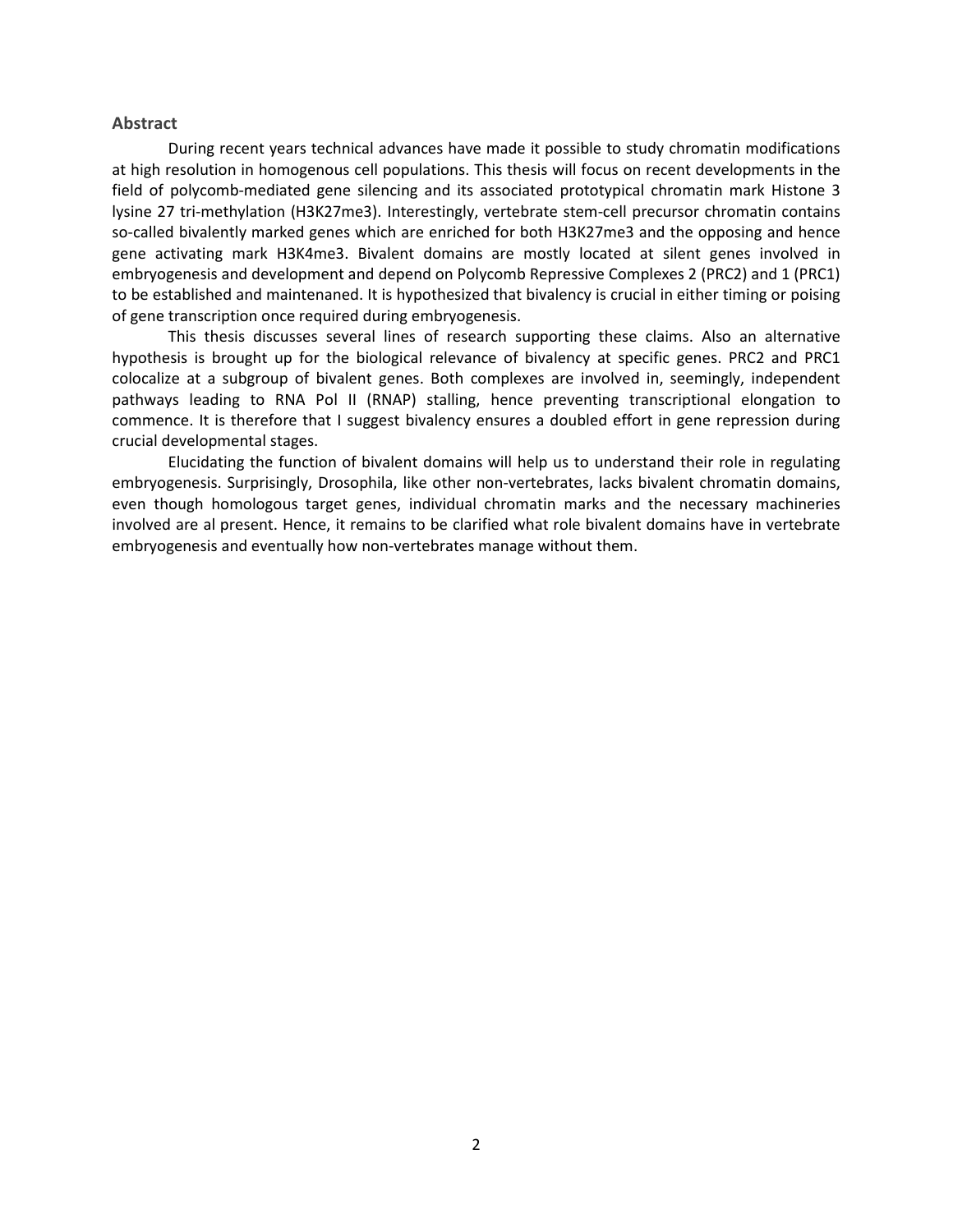## Abstract

During recent years technical advances have made it possible to study chromatin modifications at high resolution in homogenous cell populations. This thesis will focus on recent developments in the field of polycomb-mediated gene silencing and its associated prototypical chromatin mark Histone 3 lysine 27 tri-methylation (H3K27me3). Interestingly, vertebrate stem-cell precursor chromatin contains so-called bivalently marked genes which are enriched for both H3K27me3 and the opposing and hence gene activating mark H3K4me3. Bivalent domains are mostly located at silent genes involved in embryogenesis and development and depend on Polycomb Repressive Complexes 2 (PRC2) and 1 (PRC1) to be established and maintenaned. It is hypothesized that bivalency is crucial in either timing or poising of gene transcription once required during embryogenesis.

This thesis discusses several lines of research supporting these claims. Also an alternative hypothesis is brought up for the biological relevance of bivalency at specific genes. PRC2 and PRC1 colocalize at a subgroup of bivalent genes. Both complexes are involved in, seemingly, independent pathways leading to RNA Pol II (RNAP) stalling, hence preventing transcriptional elongation to commence. It is therefore that I suggest bivalency ensures a doubled effort in gene repression during crucial developmental stages.

Elucidating the function of bivalent domains will help us to understand their role in regulating embryogenesis. Surprisingly, Drosophila, like other non-vertebrates, lacks bivalent chromatin domains, even though homologous target genes, individual chromatin marks and the necessary machineries involved are al present. Hence, it remains to be clarified what role bivalent domains have in vertebrate embryogenesis and eventually how non-vertebrates manage without them.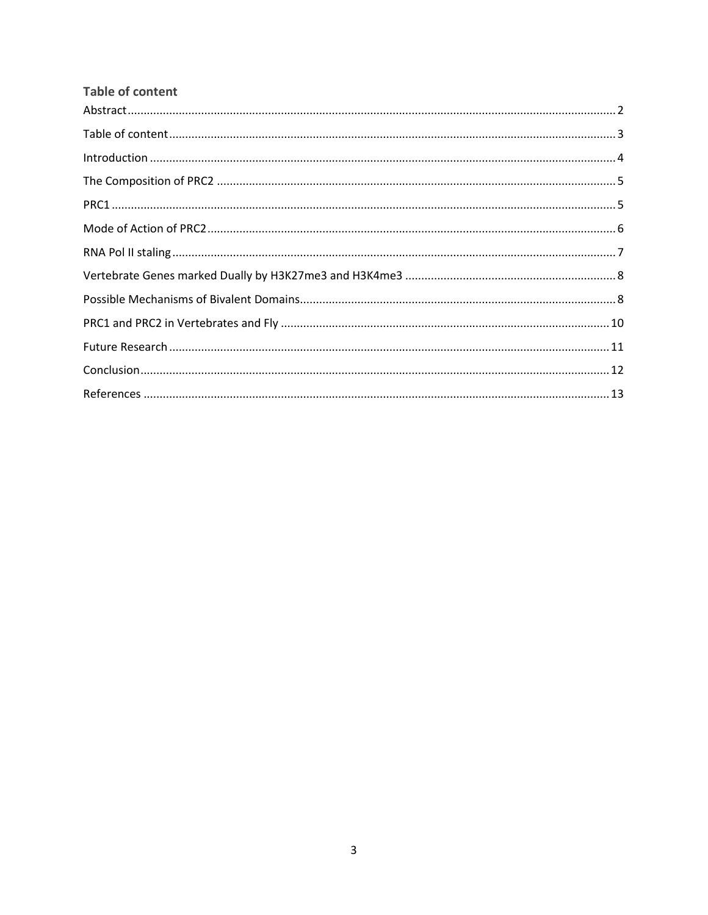## Table of content

Abstract .......... 2

Table of content .......... 3

Introduction .......... 4

The Composition of PRC2 .......... 5

PRC1 .......... 5

Mode of Action of PRC2 .......... 6

RNA Pol II staling .......... 7

Vertebrate Genes marked Dually by H3K27me3 and H3K4me3 .......... 8

Possible Mechanisms of Bivalent Domains .......... 8

PRC1 and PRC2 in Vertebrates and Fly .......... 10

Future Research .......... 11

Conclusion .......... 12

References .......... 13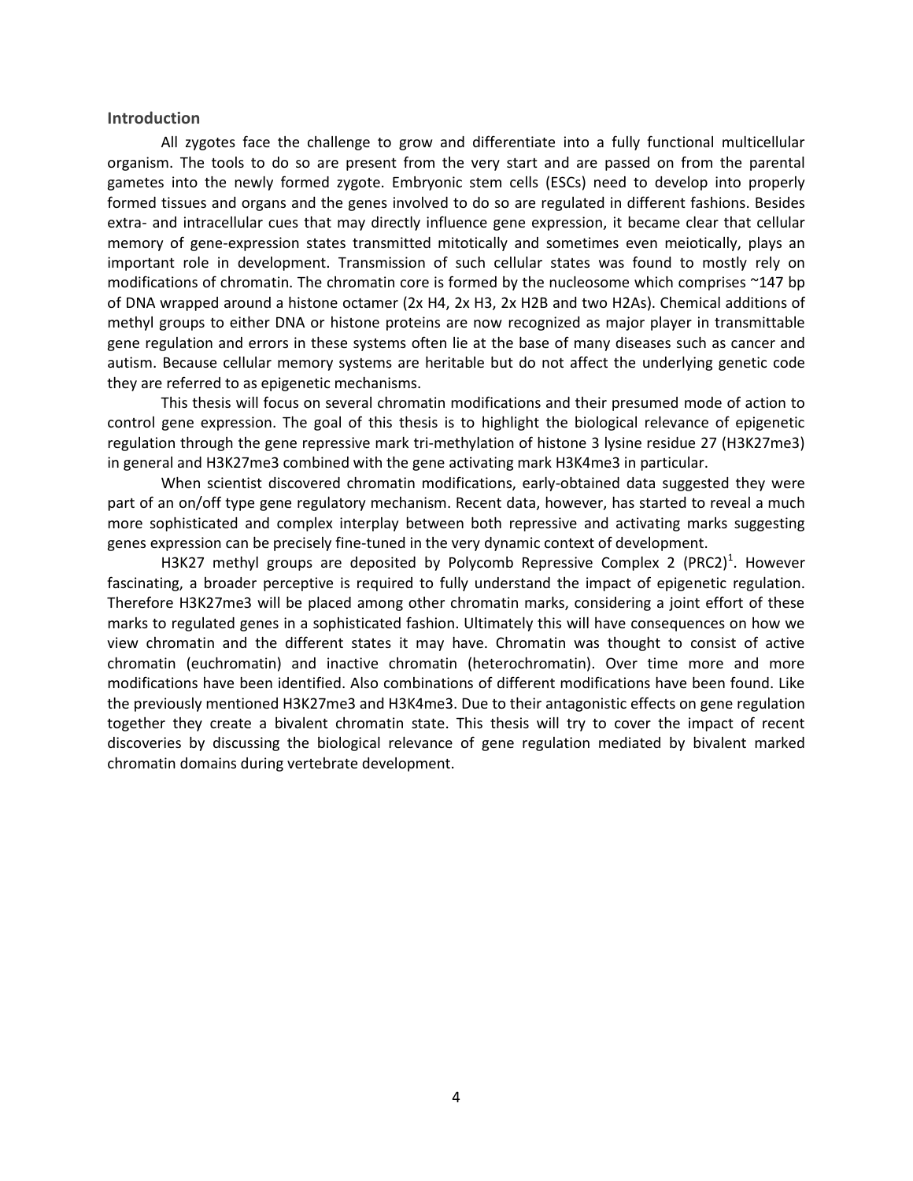## Introduction

All zygotes face the challenge to grow and differentiate into a fully functional multicellular organism. The tools to do so are present from the very start and are passed on from the parental gametes into the newly formed zygote. Embryonic stem cells (ESCs) need to develop into properly formed tissues and organs and the genes involved to do so are regulated in different fashions. Besides extra- and intracellular cues that may directly influence gene expression, it became clear that cellular memory of gene-expression states transmitted mitotically and sometimes even meiotically, plays an important role in development. Transmission of such cellular states was found to mostly rely on modifications of chromatin. The chromatin core is formed by the nucleosome which comprises ~147 bp of DNA wrapped around a histone octamer (2x H4, 2x H3, 2x H2B and two H2As). Chemical additions of methyl groups to either DNA or histone proteins are now recognized as major player in transmittable gene regulation and errors in these systems often lie at the base of many diseases such as cancer and autism. Because cellular memory systems are heritable but do not affect the underlying genetic code they are referred to as epigenetic mechanisms.

This thesis will focus on several chromatin modifications and their presumed mode of action to control gene expression. The goal of this thesis is to highlight the biological relevance of epigenetic regulation through the gene repressive mark tri-methylation of histone 3 lysine residue 27 (H3K27me3) in general and H3K27me3 combined with the gene activating mark H3K4me3 in particular.

When scientist discovered chromatin modifications, early-obtained data suggested they were part of an on/off type gene regulatory mechanism. Recent data, however, has started to reveal a much more sophisticated and complex interplay between both repressive and activating marks suggesting genes expression can be precisely fine-tuned in the very dynamic context of development.

H3K27 methyl groups are deposited by Polycomb Repressive Complex 2 (PRC2)[1]. However fascinating, a broader perceptive is required to fully understand the impact of epigenetic regulation. Therefore H3K27me3 will be placed among other chromatin marks, considering a joint effort of these marks to regulated genes in a sophisticated fashion. Ultimately this will have consequences on how we view chromatin and the different states it may have. Chromatin was thought to consist of active chromatin (euchromatin) and inactive chromatin (heterochromatin). Over time more and more modifications have been identified. Also combinations of different modifications have been found. Like the previously mentioned H3K27me3 and H3K4me3. Due to their antagonistic effects on gene regulation together they create a bivalent chromatin state. This thesis will try to cover the impact of recent discoveries by discussing the biological relevance of gene regulation mediated by bivalent marked chromatin domains during vertebrate development.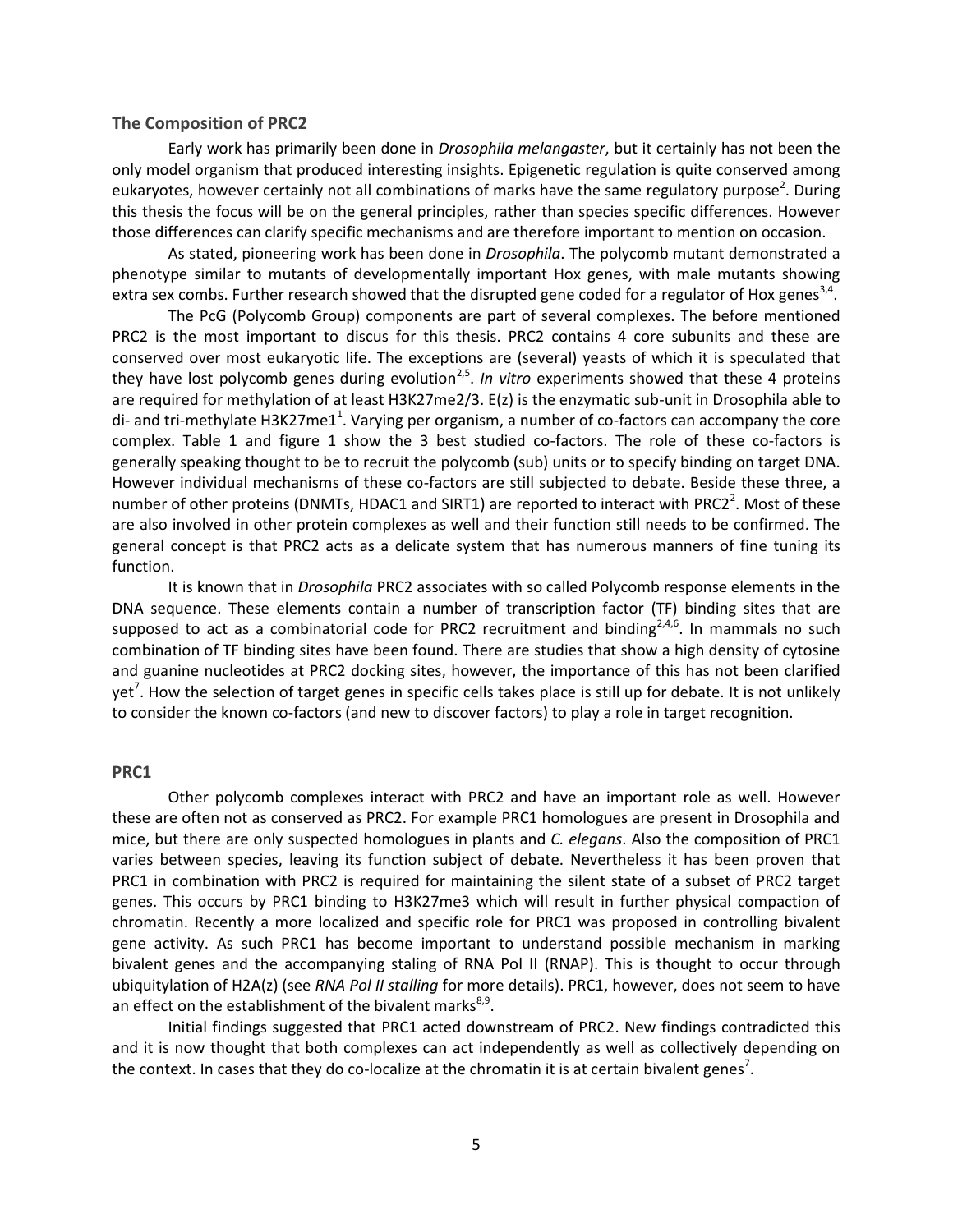## The Composition of PRC2

Early work has primarily been done in *Drosophila melangaster*, but it certainly has not been the only model organism that produced interesting insights. Epigenetic regulation is quite conserved among eukaryotes, however certainly not all combinations of marks have the same regulatory purpose[2]. During this thesis the focus will be on the general principles, rather than species specific differences. However those differences can clarify specific mechanisms and are therefore important to mention on occasion.

As stated, pioneering work has been done in *Drosophila*. The polycomb mutant demonstrated a phenotype similar to mutants of developmentally important Hox genes, with male mutants showing extra sex combs. Further research showed that the disrupted gene coded for a regulator of Hox genes[3,4].

The PcG (Polycomb Group) components are part of several complexes. The before mentioned PRC2 is the most important to discus for this thesis. PRC2 contains 4 core subunits and these are conserved over most eukaryotic life. The exceptions are (several) yeasts of which it is speculated that they have lost polycomb genes during evolution[2,5]. *In vitro* experiments showed that these 4 proteins are required for methylation of at least H3K27me2/3. E(z) is the enzymatic sub-unit in Drosophila able to di- and tri-methylate H3K27me1[1]. Varying per organism, a number of co-factors can accompany the core complex. Table 1 and figure 1 show the 3 best studied co-factors. The role of these co-factors is generally speaking thought to be to recruit the polycomb (sub) units or to specify binding on target DNA. However individual mechanisms of these co-factors are still subjected to debate. Beside these three, a number of other proteins (DNMTs, HDAC1 and SIRT1) are reported to interact with PRC2[2]. Most of these are also involved in other protein complexes as well and their function still needs to be confirmed. The general concept is that PRC2 acts as a delicate system that has numerous manners of fine tuning its function.

It is known that in *Drosophila* PRC2 associates with so called Polycomb response elements in the DNA sequence. These elements contain a number of transcription factor (TF) binding sites that are supposed to act as a combinatorial code for PRC2 recruitment and binding[2,4,6]. In mammals no such combination of TF binding sites have been found. There are studies that show a high density of cytosine and guanine nucleotides at PRC2 docking sites, however, the importance of this has not been clarified yet[7]. How the selection of target genes in specific cells takes place is still up for debate. It is not unlikely to consider the known co-factors (and new to discover factors) to play a role in target recognition.

## PRC1

Other polycomb complexes interact with PRC2 and have an important role as well. However these are often not as conserved as PRC2. For example PRC1 homologues are present in Drosophila and mice, but there are only suspected homologues in plants and *C. elegans*. Also the composition of PRC1 varies between species, leaving its function subject of debate. Nevertheless it has been proven that PRC1 in combination with PRC2 is required for maintaining the silent state of a subset of PRC2 target genes. This occurs by PRC1 binding to H3K27me3 which will result in further physical compaction of chromatin. Recently a more localized and specific role for PRC1 was proposed in controlling bivalent gene activity. As such PRC1 has become important to understand possible mechanism in marking bivalent genes and the accompanying staling of RNA Pol II (RNAP). This is thought to occur through ubiquitylation of H2A(z) (see *RNA Pol II stalling* for more details). PRC1, however, does not seem to have an effect on the establishment of the bivalent marks[8,9].

Initial findings suggested that PRC1 acted downstream of PRC2. New findings contradicted this and it is now thought that both complexes can act independently as well as collectively depending on the context. In cases that they do co-localize at the chromatin it is at certain bivalent genes[7].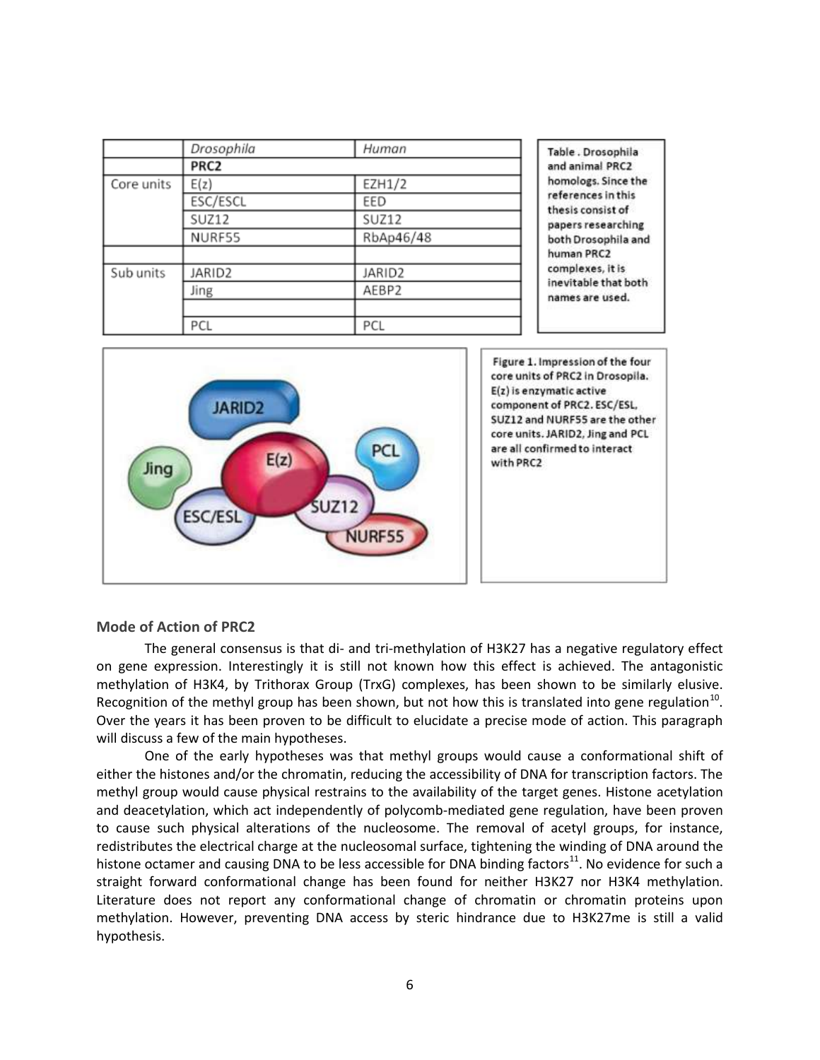| | *Drosophila* | *Human* |
|---|---|---|
| | **PRC2** | |
| Core units | E(z) | EZH1/2 |
| | ESC/ESCL | EED |
| | SUZ12 | SUZ12 |
| | NURF55 | RbAp46/48 |
| | | |
| Sub units | JARID2 | JARID2 |
| | Jing | AEBP2 |
| | | |
| | PCL | PCL |

Table . Drosophila and animal PRC2 homologs. Since the references in this thesis consist of papers researching both Drosophila and human PRC2 complexes, it is inevitable that both names are used.

Figure 1. Impression of the four core units of PRC2 in Drosopila. E(z) is enzymatic active component of PRC2. ESC/ESL, SUZ12 and NURF55 are the other core units. JARID2, Jing and PCL are all confirmed to interact with PRC2

## Mode of Action of PRC2

The general consensus is that di- and tri-methylation of H3K27 has a negative regulatory effect on gene expression. Interestingly it is still not known how this effect is achieved. The antagonistic methylation of H3K4, by Trithorax Group (TrxG) complexes, has been shown to be similarly elusive. Recognition of the methyl group has been shown, but not how this is translated into gene regulation[10]. Over the years it has been proven to be difficult to elucidate a precise mode of action. This paragraph will discuss a few of the main hypotheses.

One of the early hypotheses was that methyl groups would cause a conformational shift of either the histones and/or the chromatin, reducing the accessibility of DNA for transcription factors. The methyl group would cause physical restrains to the availability of the target genes. Histone acetylation and deacetylation, which act independently of polycomb-mediated gene regulation, have been proven to cause such physical alterations of the nucleosome. The removal of acetyl groups, for instance, redistributes the electrical charge at the nucleosomal surface, tightening the winding of DNA around the histone octamer and causing DNA to be less accessible for DNA binding factors[11]. No evidence for such a straight forward conformational change has been found for neither H3K27 nor H3K4 methylation. Literature does not report any conformational change of chromatin or chromatin proteins upon methylation. However, preventing DNA access by steric hindrance due to H3K27me is still a valid hypothesis.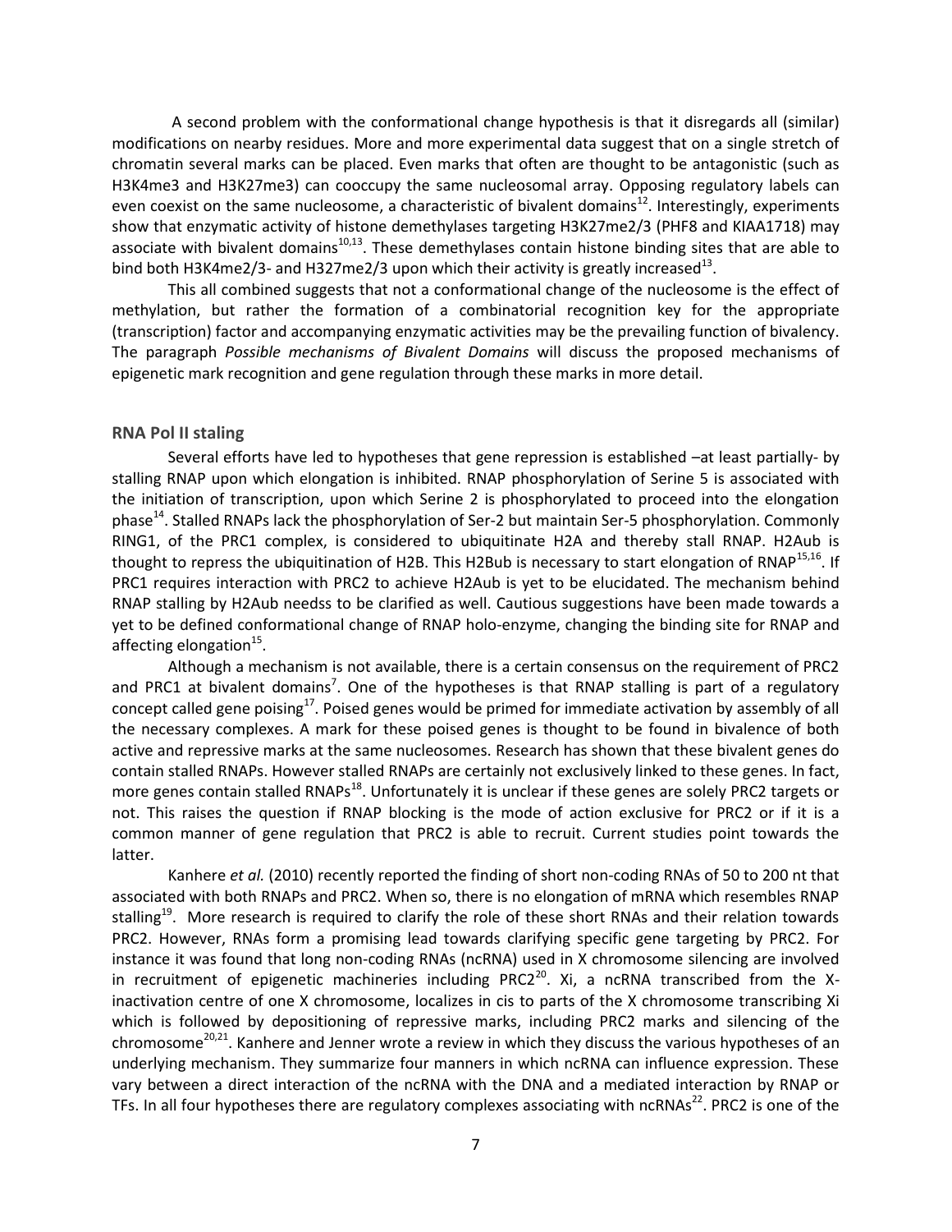A second problem with the conformational change hypothesis is that it disregards all (similar) modifications on nearby residues. More and more experimental data suggest that on a single stretch of chromatin several marks can be placed. Even marks that often are thought to be antagonistic (such as H3K4me3 and H3K27me3) can cooccupy the same nucleosomal array. Opposing regulatory labels can even coexist on the same nucleosome, a characteristic of bivalent domains[12]. Interestingly, experiments show that enzymatic activity of histone demethylases targeting H3K27me2/3 (PHF8 and KIAA1718) may associate with bivalent domains[10,13]. These demethylases contain histone binding sites that are able to bind both H3K4me2/3- and H327me2/3 upon which their activity is greatly increased[13].

This all combined suggests that not a conformational change of the nucleosome is the effect of methylation, but rather the formation of a combinatorial recognition key for the appropriate (transcription) factor and accompanying enzymatic activities may be the prevailing function of bivalency. The paragraph *Possible mechanisms of Bivalent Domains* will discuss the proposed mechanisms of epigenetic mark recognition and gene regulation through these marks in more detail.

### RNA Pol II staling

Several efforts have led to hypotheses that gene repression is established –at least partially- by stalling RNAP upon which elongation is inhibited. RNAP phosphorylation of Serine 5 is associated with the initiation of transcription, upon which Serine 2 is phosphorylated to proceed into the elongation phase[14]. Stalled RNAPs lack the phosphorylation of Ser-2 but maintain Ser-5 phosphorylation. Commonly RING1, of the PRC1 complex, is considered to ubiquitinate H2A and thereby stall RNAP. H2Aub is thought to repress the ubiquitination of H2B. This H2Bub is necessary to start elongation of RNAP[15,16]. If PRC1 requires interaction with PRC2 to achieve H2Aub is yet to be elucidated. The mechanism behind RNAP stalling by H2Aub needss to be clarified as well. Cautious suggestions have been made towards a yet to be defined conformational change of RNAP holo-enzyme, changing the binding site for RNAP and affecting elongation[15].

Although a mechanism is not available, there is a certain consensus on the requirement of PRC2 and PRC1 at bivalent domains[7]. One of the hypotheses is that RNAP stalling is part of a regulatory concept called gene poising[17]. Poised genes would be primed for immediate activation by assembly of all the necessary complexes. A mark for these poised genes is thought to be found in bivalence of both active and repressive marks at the same nucleosomes. Research has shown that these bivalent genes do contain stalled RNAPs. However stalled RNAPs are certainly not exclusively linked to these genes. In fact, more genes contain stalled RNAPs[18]. Unfortunately it is unclear if these genes are solely PRC2 targets or not. This raises the question if RNAP blocking is the mode of action exclusive for PRC2 or if it is a common manner of gene regulation that PRC2 is able to recruit. Current studies point towards the latter.

Kanhere *et al.* (2010) recently reported the finding of short non-coding RNAs of 50 to 200 nt that associated with both RNAPs and PRC2. When so, there is no elongation of mRNA which resembles RNAP stalling[19]. More research is required to clarify the role of these short RNAs and their relation towards PRC2. However, RNAs form a promising lead towards clarifying specific gene targeting by PRC2. For instance it was found that long non-coding RNAs (ncRNA) used in X chromosome silencing are involved in recruitment of epigenetic machineries including PRC2[20]. Xi, a ncRNA transcribed from the X-inactivation centre of one X chromosome, localizes in cis to parts of the X chromosome transcribing Xi which is followed by depositioning of repressive marks, including PRC2 marks and silencing of the chromosome[20,21]. Kanhere and Jenner wrote a review in which they discuss the various hypotheses of an underlying mechanism. They summarize four manners in which ncRNA can influence expression. These vary between a direct interaction of the ncRNA with the DNA and a mediated interaction by RNAP or TFs. In all four hypotheses there are regulatory complexes associating with ncRNAs[22]. PRC2 is one of the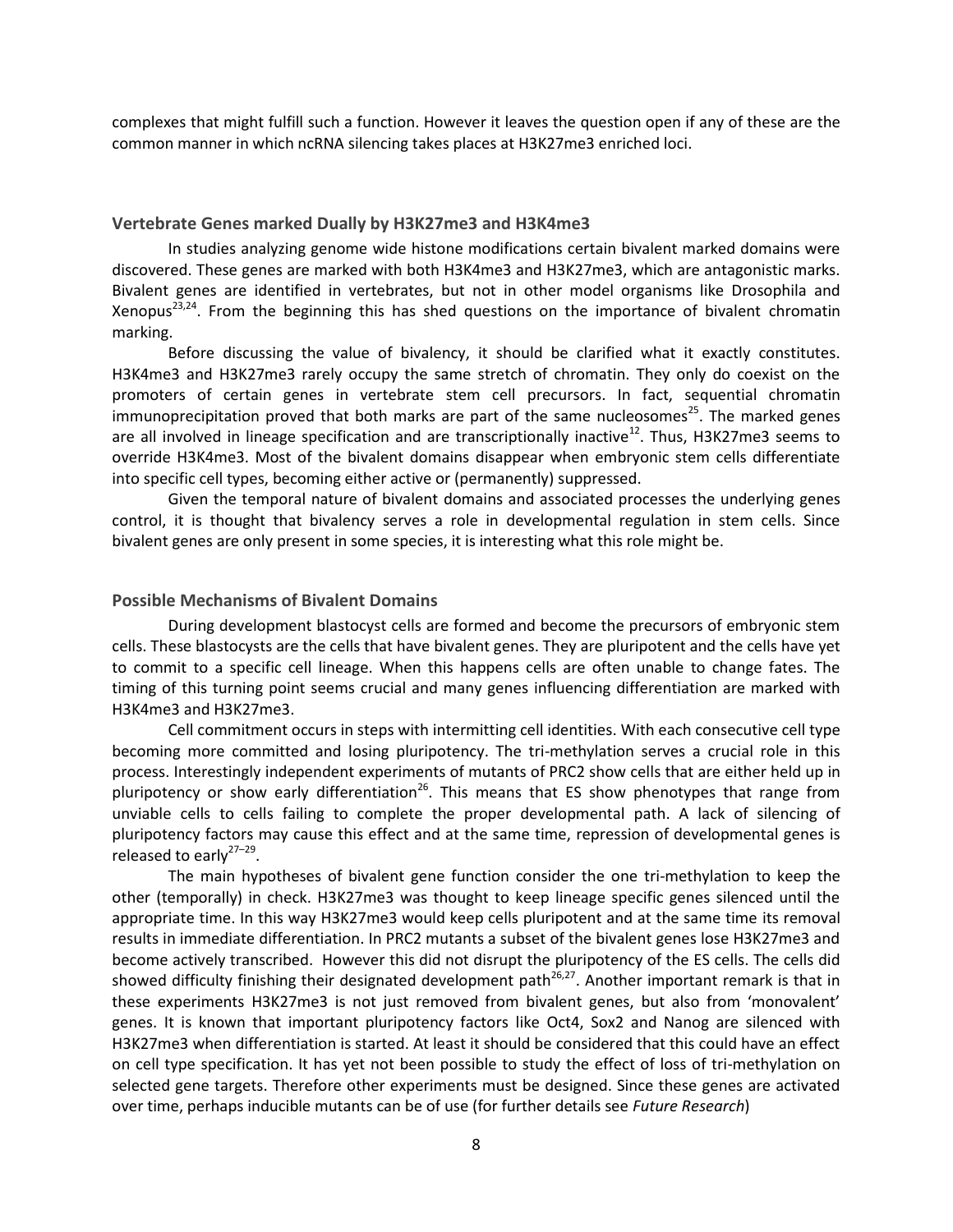complexes that might fulfill such a function. However it leaves the question open if any of these are the common manner in which ncRNA silencing takes places at H3K27me3 enriched loci.

### Vertebrate Genes marked Dually by H3K27me3 and H3K4me3

In studies analyzing genome wide histone modifications certain bivalent marked domains were discovered. These genes are marked with both H3K4me3 and H3K27me3, which are antagonistic marks. Bivalent genes are identified in vertebrates, but not in other model organisms like Drosophila and Xenopus[23,24]. From the beginning this has shed questions on the importance of bivalent chromatin marking.

Before discussing the value of bivalency, it should be clarified what it exactly constitutes. H3K4me3 and H3K27me3 rarely occupy the same stretch of chromatin. They only do coexist on the promoters of certain genes in vertebrate stem cell precursors. In fact, sequential chromatin immunoprecipitation proved that both marks are part of the same nucleosomes[25]. The marked genes are all involved in lineage specification and are transcriptionally inactive[12]. Thus, H3K27me3 seems to override H3K4me3. Most of the bivalent domains disappear when embryonic stem cells differentiate into specific cell types, becoming either active or (permanently) suppressed.

Given the temporal nature of bivalent domains and associated processes the underlying genes control, it is thought that bivalency serves a role in developmental regulation in stem cells. Since bivalent genes are only present in some species, it is interesting what this role might be.

### Possible Mechanisms of Bivalent Domains

During development blastocyst cells are formed and become the precursors of embryonic stem cells. These blastocysts are the cells that have bivalent genes. They are pluripotent and the cells have yet to commit to a specific cell lineage. When this happens cells are often unable to change fates. The timing of this turning point seems crucial and many genes influencing differentiation are marked with H3K4me3 and H3K27me3.

Cell commitment occurs in steps with intermitting cell identities. With each consecutive cell type becoming more committed and losing pluripotency. The tri-methylation serves a crucial role in this process. Interestingly independent experiments of mutants of PRC2 show cells that are either held up in pluripotency or show early differentiation[26]. This means that ES show phenotypes that range from unviable cells to cells failing to complete the proper developmental path. A lack of silencing of pluripotency factors may cause this effect and at the same time, repression of developmental genes is released to early[27–29].

The main hypotheses of bivalent gene function consider the one tri-methylation to keep the other (temporally) in check. H3K27me3 was thought to keep lineage specific genes silenced until the appropriate time. In this way H3K27me3 would keep cells pluripotent and at the same time its removal results in immediate differentiation. In PRC2 mutants a subset of the bivalent genes lose H3K27me3 and become actively transcribed. However this did not disrupt the pluripotency of the ES cells. The cells did showed difficulty finishing their designated development path[26,27]. Another important remark is that in these experiments H3K27me3 is not just removed from bivalent genes, but also from 'monovalent' genes. It is known that important pluripotency factors like Oct4, Sox2 and Nanog are silenced with H3K27me3 when differentiation is started. At least it should be considered that this could have an effect on cell type specification. It has yet not been possible to study the effect of loss of tri-methylation on selected gene targets. Therefore other experiments must be designed. Since these genes are activated over time, perhaps inducible mutants can be of use (for further details see *Future Research*)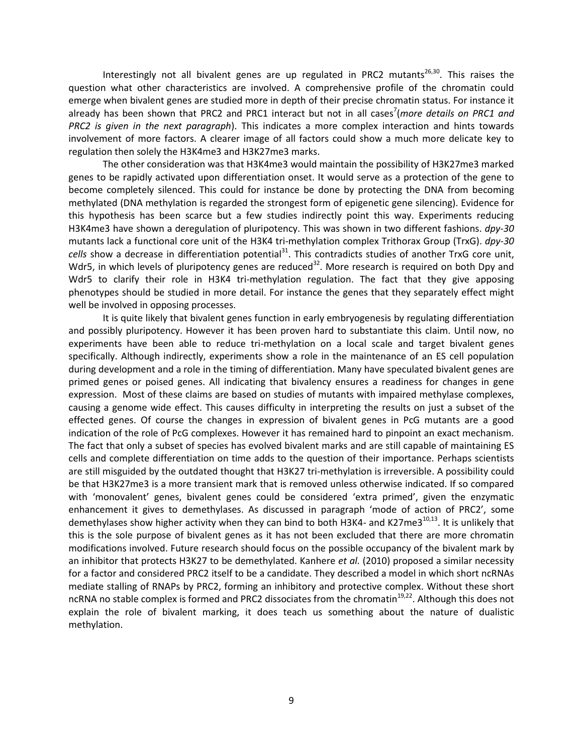Interestingly not all bivalent genes are up regulated in PRC2 mutants[26,30]. This raises the question what other characteristics are involved. A comprehensive profile of the chromatin could emerge when bivalent genes are studied more in depth of their precise chromatin status. For instance it already has been shown that PRC2 and PRC1 interact but not in all cases[7](*more details on PRC1 and PRC2 is given in the next paragraph*). This indicates a more complex interaction and hints towards involvement of more factors. A clearer image of all factors could show a much more delicate key to regulation then solely the H3K4me3 and H3K27me3 marks.

The other consideration was that H3K4me3 would maintain the possibility of H3K27me3 marked genes to be rapidly activated upon differentiation onset. It would serve as a protection of the gene to become completely silenced. This could for instance be done by protecting the DNA from becoming methylated (DNA methylation is regarded the strongest form of epigenetic gene silencing). Evidence for this hypothesis has been scarce but a few studies indirectly point this way. Experiments reducing H3K4me3 have shown a deregulation of pluripotency. This was shown in two different fashions. *dpy-30* mutants lack a functional core unit of the H3K4 tri-methylation complex Trithorax Group (TrxG). *dpy-30 cells* show a decrease in differentiation potential[31]. This contradicts studies of another TrxG core unit, Wdr5, in which levels of pluripotency genes are reduced[32]. More research is required on both Dpy and Wdr5 to clarify their role in H3K4 tri-methylation regulation. The fact that they give apposing phenotypes should be studied in more detail. For instance the genes that they separately effect might well be involved in opposing processes.

It is quite likely that bivalent genes function in early embryogenesis by regulating differentiation and possibly pluripotency. However it has been proven hard to substantiate this claim. Until now, no experiments have been able to reduce tri-methylation on a local scale and target bivalent genes specifically. Although indirectly, experiments show a role in the maintenance of an ES cell population during development and a role in the timing of differentiation. Many have speculated bivalent genes are primed genes or poised genes. All indicating that bivalency ensures a readiness for changes in gene expression. Most of these claims are based on studies of mutants with impaired methylase complexes, causing a genome wide effect. This causes difficulty in interpreting the results on just a subset of the effected genes. Of course the changes in expression of bivalent genes in PcG mutants are a good indication of the role of PcG complexes. However it has remained hard to pinpoint an exact mechanism. The fact that only a subset of species has evolved bivalent marks and are still capable of maintaining ES cells and complete differentiation on time adds to the question of their importance. Perhaps scientists are still misguided by the outdated thought that H3K27 tri-methylation is irreversible. A possibility could be that H3K27me3 is a more transient mark that is removed unless otherwise indicated. If so compared with 'monovalent' genes, bivalent genes could be considered 'extra primed', given the enzymatic enhancement it gives to demethylases. As discussed in paragraph 'mode of action of PRC2', some demethylases show higher activity when they can bind to both H3K4- and K27me3[10,13]. It is unlikely that this is the sole purpose of bivalent genes as it has not been excluded that there are more chromatin modifications involved. Future research should focus on the possible occupancy of the bivalent mark by an inhibitor that protects H3K27 to be demethylated. Kanhere *et al.* (2010) proposed a similar necessity for a factor and considered PRC2 itself to be a candidate. They described a model in which short ncRNAs mediate stalling of RNAPs by PRC2, forming an inhibitory and protective complex. Without these short ncRNA no stable complex is formed and PRC2 dissociates from the chromatin[19,22]. Although this does not explain the role of bivalent marking, it does teach us something about the nature of dualistic methylation.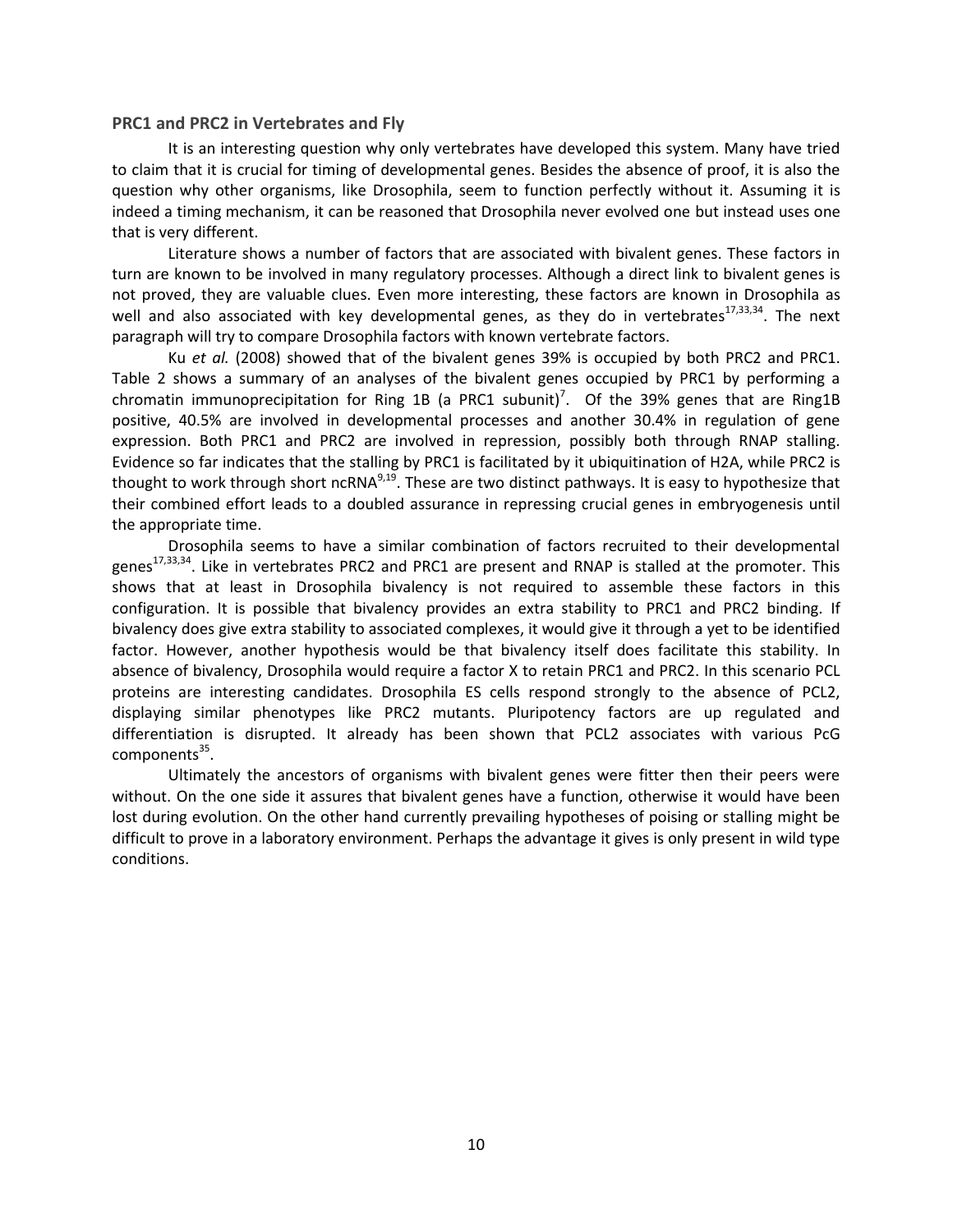### PRC1 and PRC2 in Vertebrates and Fly

It is an interesting question why only vertebrates have developed this system. Many have tried to claim that it is crucial for timing of developmental genes. Besides the absence of proof, it is also the question why other organisms, like Drosophila, seem to function perfectly without it. Assuming it is indeed a timing mechanism, it can be reasoned that Drosophila never evolved one but instead uses one that is very different.

Literature shows a number of factors that are associated with bivalent genes. These factors in turn are known to be involved in many regulatory processes. Although a direct link to bivalent genes is not proved, they are valuable clues. Even more interesting, these factors are known in Drosophila as well and also associated with key developmental genes, as they do in vertebrates[17,33,34]. The next paragraph will try to compare Drosophila factors with known vertebrate factors.

Ku *et al.* (2008) showed that of the bivalent genes 39% is occupied by both PRC2 and PRC1. Table 2 shows a summary of an analyses of the bivalent genes occupied by PRC1 by performing a chromatin immunoprecipitation for Ring 1B (a PRC1 subunit)[7]. Of the 39% genes that are Ring1B positive, 40.5% are involved in developmental processes and another 30.4% in regulation of gene expression. Both PRC1 and PRC2 are involved in repression, possibly both through RNAP stalling. Evidence so far indicates that the stalling by PRC1 is facilitated by it ubiquitination of H2A, while PRC2 is thought to work through short ncRNA[9,19]. These are two distinct pathways. It is easy to hypothesize that their combined effort leads to a doubled assurance in repressing crucial genes in embryogenesis until the appropriate time.

Drosophila seems to have a similar combination of factors recruited to their developmental genes[17,33,34]. Like in vertebrates PRC2 and PRC1 are present and RNAP is stalled at the promoter. This shows that at least in Drosophila bivalency is not required to assemble these factors in this configuration. It is possible that bivalency provides an extra stability to PRC1 and PRC2 binding. If bivalency does give extra stability to associated complexes, it would give it through a yet to be identified factor. However, another hypothesis would be that bivalency itself does facilitate this stability. In absence of bivalency, Drosophila would require a factor X to retain PRC1 and PRC2. In this scenario PCL proteins are interesting candidates. Drosophila ES cells respond strongly to the absence of PCL2, displaying similar phenotypes like PRC2 mutants. Pluripotency factors are up regulated and differentiation is disrupted. It already has been shown that PCL2 associates with various PcG components[35].

Ultimately the ancestors of organisms with bivalent genes were fitter then their peers were without. On the one side it assures that bivalent genes have a function, otherwise it would have been lost during evolution. On the other hand currently prevailing hypotheses of poising or stalling might be difficult to prove in a laboratory environment. Perhaps the advantage it gives is only present in wild type conditions.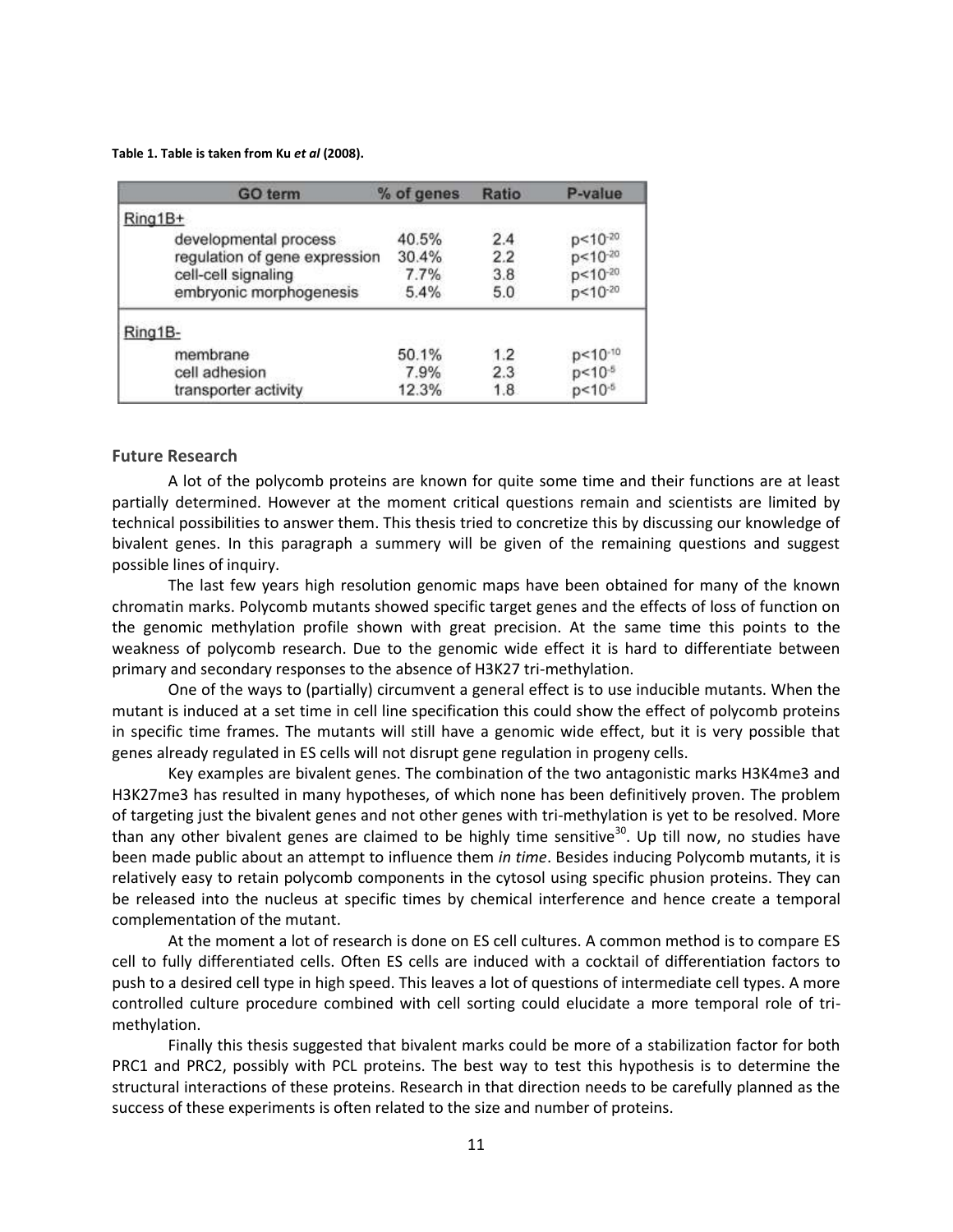**Table 1. Table is taken from Ku *et al* (2008).**

| GO term | % of genes | Ratio | P-value |
|---|---|---|---|
| Ring1B+ | | | |
| developmental process | 40.5% | 2.4 | $p<10^{-20}$ |
| regulation of gene expression | 30.4% | 2.2 | $p<10^{-20}$ |
| cell-cell signaling | 7.7% | 3.8 | $p<10^{-20}$ |
| embryonic morphogenesis | 5.4% | 5.0 | $p<10^{-20}$ |
| Ring1B- | | | |
| membrane | 50.1% | 1.2 | $p<10^{-10}$ |
| cell adhesion | 7.9% | 2.3 | $p<10^{-5}$ |
| transporter activity | 12.3% | 1.8 | $p<10^{-5}$ |

## Future Research

A lot of the polycomb proteins are known for quite some time and their functions are at least partially determined. However at the moment critical questions remain and scientists are limited by technical possibilities to answer them. This thesis tried to concretize this by discussing our knowledge of bivalent genes. In this paragraph a summery will be given of the remaining questions and suggest possible lines of inquiry.

The last few years high resolution genomic maps have been obtained for many of the known chromatin marks. Polycomb mutants showed specific target genes and the effects of loss of function on the genomic methylation profile shown with great precision. At the same time this points to the weakness of polycomb research. Due to the genomic wide effect it is hard to differentiate between primary and secondary responses to the absence of H3K27 tri-methylation.

One of the ways to (partially) circumvent a general effect is to use inducible mutants. When the mutant is induced at a set time in cell line specification this could show the effect of polycomb proteins in specific time frames. The mutants will still have a genomic wide effect, but it is very possible that genes already regulated in ES cells will not disrupt gene regulation in progeny cells.

Key examples are bivalent genes. The combination of the two antagonistic marks H3K4me3 and H3K27me3 has resulted in many hypotheses, of which none has been definitively proven. The problem of targeting just the bivalent genes and not other genes with tri-methylation is yet to be resolved. More than any other bivalent genes are claimed to be highly time sensitive[30]. Up till now, no studies have been made public about an attempt to influence them *in time*. Besides inducing Polycomb mutants, it is relatively easy to retain polycomb components in the cytosol using specific phusion proteins. They can be released into the nucleus at specific times by chemical interference and hence create a temporal complementation of the mutant.

At the moment a lot of research is done on ES cell cultures. A common method is to compare ES cell to fully differentiated cells. Often ES cells are induced with a cocktail of differentiation factors to push to a desired cell type in high speed. This leaves a lot of questions of intermediate cell types. A more controlled culture procedure combined with cell sorting could elucidate a more temporal role of tri-methylation.

Finally this thesis suggested that bivalent marks could be more of a stabilization factor for both PRC1 and PRC2, possibly with PCL proteins. The best way to test this hypothesis is to determine the structural interactions of these proteins. Research in that direction needs to be carefully planned as the success of these experiments is often related to the size and number of proteins.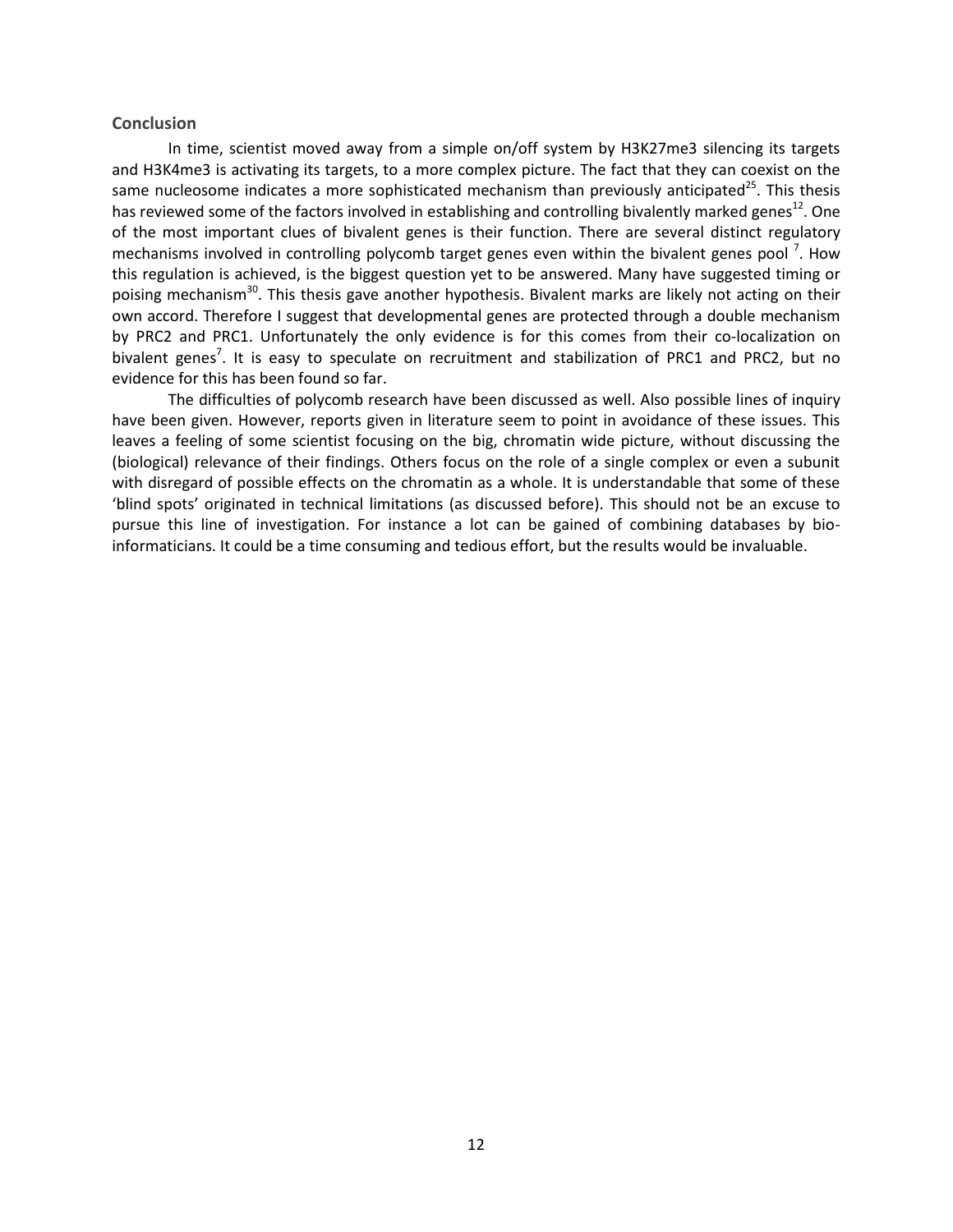## Conclusion

In time, scientist moved away from a simple on/off system by H3K27me3 silencing its targets and H3K4me3 is activating its targets, to a more complex picture. The fact that they can coexist on the same nucleosome indicates a more sophisticated mechanism than previously anticipated[25]. This thesis has reviewed some of the factors involved in establishing and controlling bivalently marked genes[12]. One of the most important clues of bivalent genes is their function. There are several distinct regulatory mechanisms involved in controlling polycomb target genes even within the bivalent genes pool [7]. How this regulation is achieved, is the biggest question yet to be answered. Many have suggested timing or poising mechanism[30]. This thesis gave another hypothesis. Bivalent marks are likely not acting on their own accord. Therefore I suggest that developmental genes are protected through a double mechanism by PRC2 and PRC1. Unfortunately the only evidence is for this comes from their co-localization on bivalent genes[7]. It is easy to speculate on recruitment and stabilization of PRC1 and PRC2, but no evidence for this has been found so far.

The difficulties of polycomb research have been discussed as well. Also possible lines of inquiry have been given. However, reports given in literature seem to point in avoidance of these issues. This leaves a feeling of some scientist focusing on the big, chromatin wide picture, without discussing the (biological) relevance of their findings. Others focus on the role of a single complex or even a subunit with disregard of possible effects on the chromatin as a whole. It is understandable that some of these 'blind spots' originated in technical limitations (as discussed before). This should not be an excuse to pursue this line of investigation. For instance a lot can be gained of combining databases by bio-informaticians. It could be a time consuming and tedious effort, but the results would be invaluable.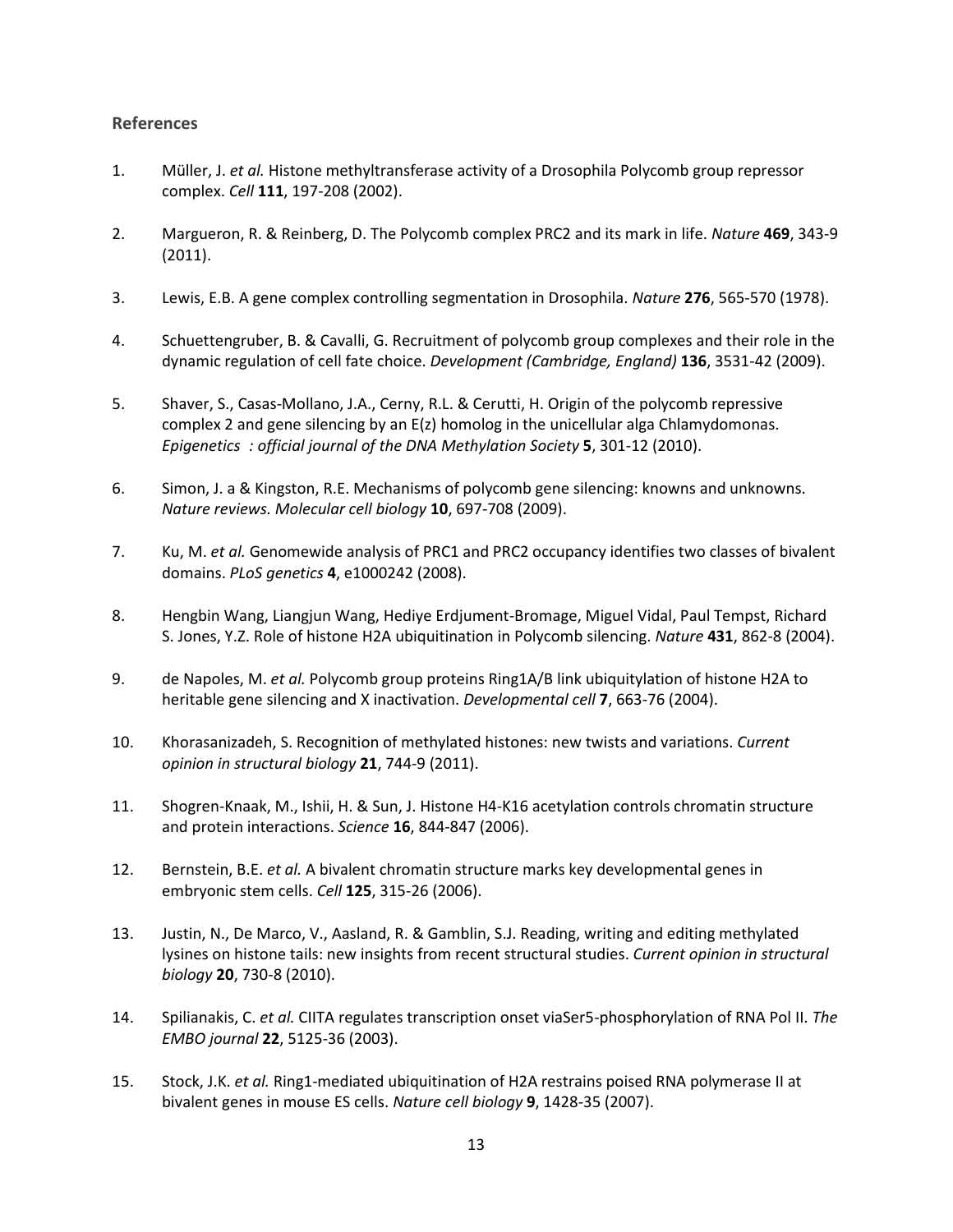## References

1. Müller, J. *et al.* Histone methyltransferase activity of a Drosophila Polycomb group repressor complex. *Cell* **111**, 197-208 (2002).

2. Margueron, R. & Reinberg, D. The Polycomb complex PRC2 and its mark in life. *Nature* **469**, 343-9 (2011).

3. Lewis, E.B. A gene complex controlling segmentation in Drosophila. *Nature* **276**, 565-570 (1978).

4. Schuettengruber, B. & Cavalli, G. Recruitment of polycomb group complexes and their role in the dynamic regulation of cell fate choice. *Development (Cambridge, England)* **136**, 3531-42 (2009).

5. Shaver, S., Casas-Mollano, J.A., Cerny, R.L. & Cerutti, H. Origin of the polycomb repressive complex 2 and gene silencing by an E(z) homolog in the unicellular alga Chlamydomonas. *Epigenetics : official journal of the DNA Methylation Society* **5**, 301-12 (2010).

6. Simon, J. a & Kingston, R.E. Mechanisms of polycomb gene silencing: knowns and unknowns. *Nature reviews. Molecular cell biology* **10**, 697-708 (2009).

7. Ku, M. *et al.* Genomewide analysis of PRC1 and PRC2 occupancy identifies two classes of bivalent domains. *PLoS genetics* **4**, e1000242 (2008).

8. Hengbin Wang, Liangjun Wang, Hediye Erdjument-Bromage, Miguel Vidal, Paul Tempst, Richard S. Jones, Y.Z. Role of histone H2A ubiquitination in Polycomb silencing. *Nature* **431**, 862-8 (2004).

9. de Napoles, M. *et al.* Polycomb group proteins Ring1A/B link ubiquitylation of histone H2A to heritable gene silencing and X inactivation. *Developmental cell* **7**, 663-76 (2004).

10. Khorasanizadeh, S. Recognition of methylated histones: new twists and variations. *Current opinion in structural biology* **21**, 744-9 (2011).

11. Shogren-Knaak, M., Ishii, H. & Sun, J. Histone H4-K16 acetylation controls chromatin structure and protein interactions. *Science* **16**, 844-847 (2006).

12. Bernstein, B.E. *et al.* A bivalent chromatin structure marks key developmental genes in embryonic stem cells. *Cell* **125**, 315-26 (2006).

13. Justin, N., De Marco, V., Aasland, R. & Gamblin, S.J. Reading, writing and editing methylated lysines on histone tails: new insights from recent structural studies. *Current opinion in structural biology* **20**, 730-8 (2010).

14. Spilianakis, C. *et al.* CIITA regulates transcription onset viaSer5-phosphorylation of RNA Pol II. *The EMBO journal* **22**, 5125-36 (2003).

15. Stock, J.K. *et al.* Ring1-mediated ubiquitination of H2A restrains poised RNA polymerase II at bivalent genes in mouse ES cells. *Nature cell biology* **9**, 1428-35 (2007).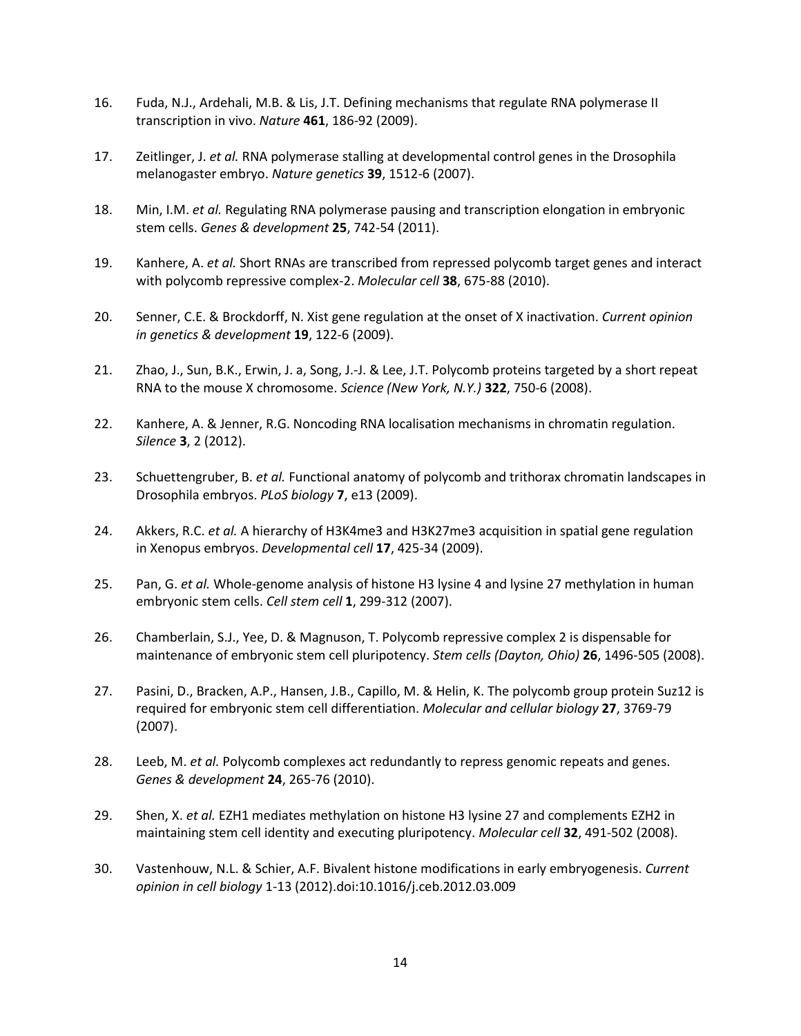16. Fuda, N.J., Ardehali, M.B. & Lis, J.T. Defining mechanisms that regulate RNA polymerase II transcription in vivo. *Nature* **461**, 186-92 (2009).

17. Zeitlinger, J. *et al.* RNA polymerase stalling at developmental control genes in the Drosophila melanogaster embryo. *Nature genetics* **39**, 1512-6 (2007).

18. Min, I.M. *et al.* Regulating RNA polymerase pausing and transcription elongation in embryonic stem cells. *Genes & development* **25**, 742-54 (2011).

19. Kanhere, A. *et al.* Short RNAs are transcribed from repressed polycomb target genes and interact with polycomb repressive complex-2. *Molecular cell* **38**, 675-88 (2010).

20. Senner, C.E. & Brockdorff, N. Xist gene regulation at the onset of X inactivation. *Current opinion in genetics & development* **19**, 122-6 (2009).

21. Zhao, J., Sun, B.K., Erwin, J. a, Song, J.-J. & Lee, J.T. Polycomb proteins targeted by a short repeat RNA to the mouse X chromosome. *Science (New York, N.Y.)* **322**, 750-6 (2008).

22. Kanhere, A. & Jenner, R.G. Noncoding RNA localisation mechanisms in chromatin regulation. *Silence* **3**, 2 (2012).

23. Schuettengruber, B. *et al.* Functional anatomy of polycomb and trithorax chromatin landscapes in Drosophila embryos. *PLoS biology* **7**, e13 (2009).

24. Akkers, R.C. *et al.* A hierarchy of H3K4me3 and H3K27me3 acquisition in spatial gene regulation in Xenopus embryos. *Developmental cell* **17**, 425-34 (2009).

25. Pan, G. *et al.* Whole-genome analysis of histone H3 lysine 4 and lysine 27 methylation in human embryonic stem cells. *Cell stem cell* **1**, 299-312 (2007).

26. Chamberlain, S.J., Yee, D. & Magnuson, T. Polycomb repressive complex 2 is dispensable for maintenance of embryonic stem cell pluripotency. *Stem cells (Dayton, Ohio)* **26**, 1496-505 (2008).

27. Pasini, D., Bracken, A.P., Hansen, J.B., Capillo, M. & Helin, K. The polycomb group protein Suz12 is required for embryonic stem cell differentiation. *Molecular and cellular biology* **27**, 3769-79 (2007).

28. Leeb, M. *et al.* Polycomb complexes act redundantly to repress genomic repeats and genes. *Genes & development* **24**, 265-76 (2010).

29. Shen, X. *et al.* EZH1 mediates methylation on histone H3 lysine 27 and complements EZH2 in maintaining stem cell identity and executing pluripotency. *Molecular cell* **32**, 491-502 (2008).

30. Vastenhouw, N.L. & Schier, A.F. Bivalent histone modifications in early embryogenesis. *Current opinion in cell biology* 1-13 (2012).doi:10.1016/j.ceb.2012.03.009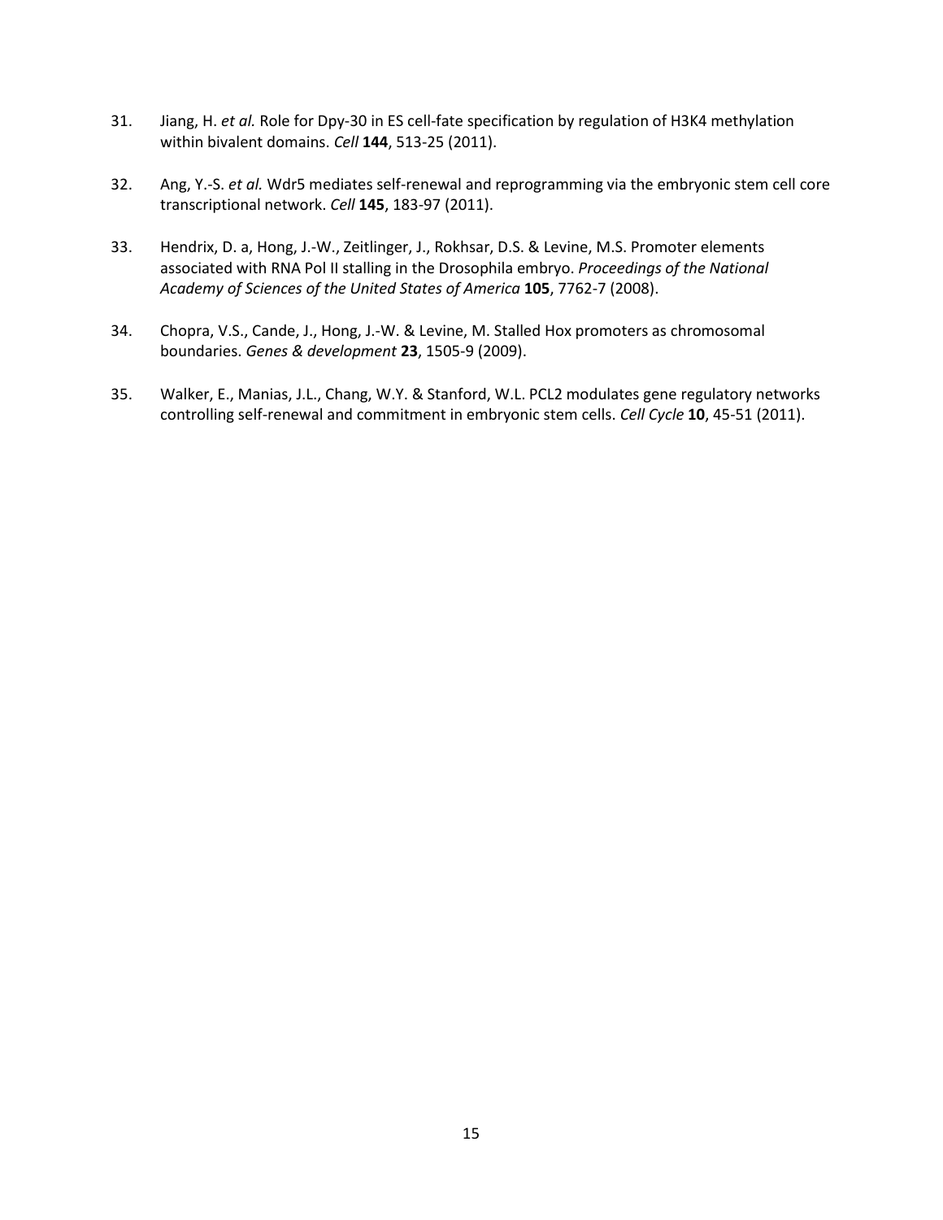31. Jiang, H. *et al.* Role for Dpy-30 in ES cell-fate specification by regulation of H3K4 methylation within bivalent domains. *Cell* **144**, 513-25 (2011).

32. Ang, Y.-S. *et al.* Wdr5 mediates self-renewal and reprogramming via the embryonic stem cell core transcriptional network. *Cell* **145**, 183-97 (2011).

33. Hendrix, D. a, Hong, J.-W., Zeitlinger, J., Rokhsar, D.S. & Levine, M.S. Promoter elements associated with RNA Pol II stalling in the Drosophila embryo. *Proceedings of the National Academy of Sciences of the United States of America* **105**, 7762-7 (2008).

34. Chopra, V.S., Cande, J., Hong, J.-W. & Levine, M. Stalled Hox promoters as chromosomal boundaries. *Genes & development* **23**, 1505-9 (2009).

35. Walker, E., Manias, J.L., Chang, W.Y. & Stanford, W.L. PCL2 modulates gene regulatory networks controlling self-renewal and commitment in embryonic stem cells. *Cell Cycle* **10**, 45-51 (2011).